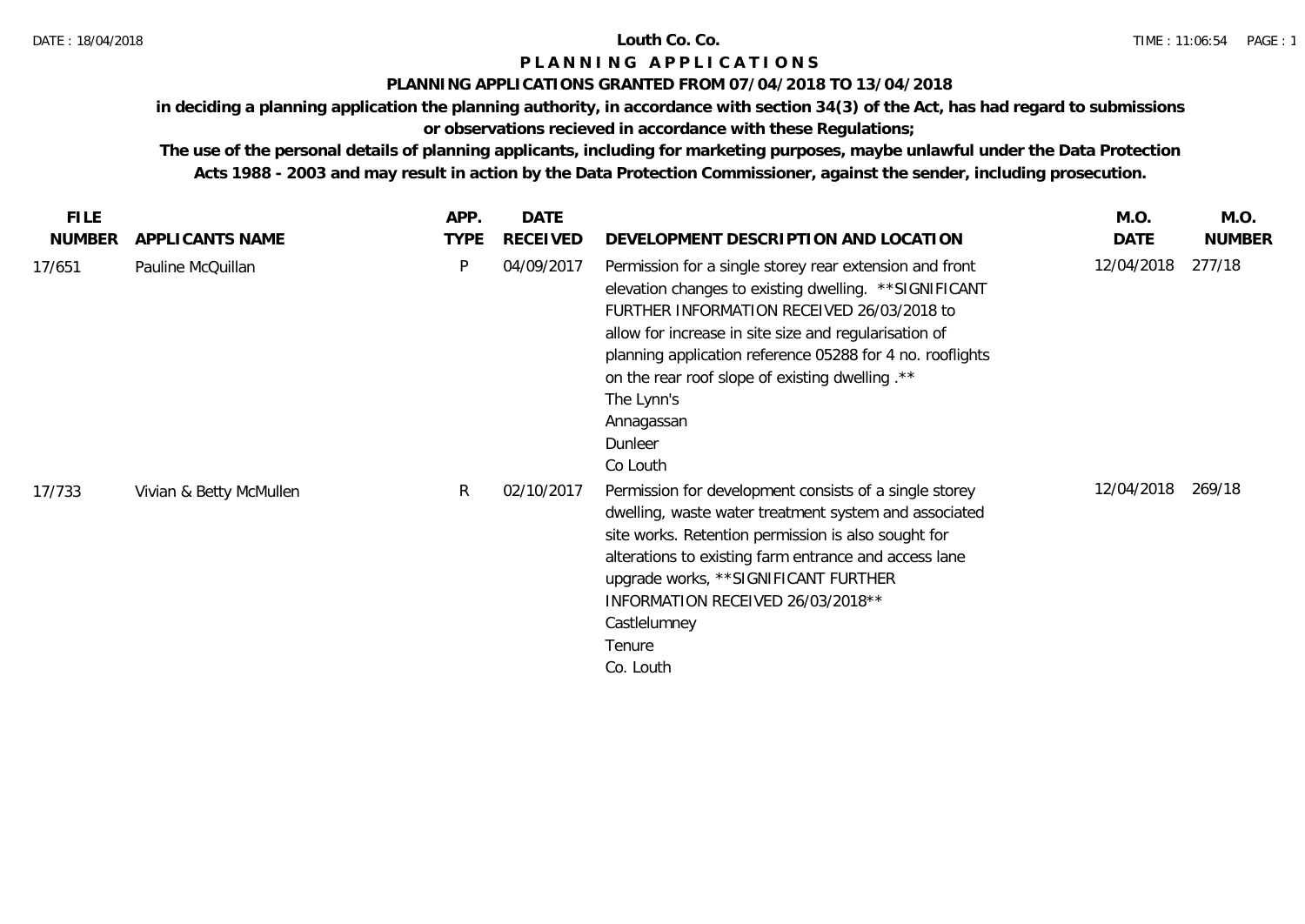# Louth Co. Co.

## P L A N N I N G   A P P L I C A T I O N S

### PLANNING APPLICATIONS GRANTED FROM 07/04/2018 TO 13/04/2018

**in deciding a planning application the planning authority, in accordance with section 34(3) of the Act, has had regard to submissions or observations recieved in accordance with these Regulations;**

**The use of the personal details of planning applicants, including for marketing purposes, maybe unlawful under the Data Protection Acts 1988 - 2003 and may result in action by the Data Protection Commissioner, against the sender, including prosecution.**

| FILE NUMBER | APPLICANTS NAME | APP. TYPE | DATE RECEIVED | DEVELOPMENT DESCRIPTION AND LOCATION | M.O. DATE | M.O. NUMBER |
|---|---|---|---|---|---|---|
| 17/651 | Pauline McQuillan | P | 04/09/2017 | Permission for a single storey rear extension and front elevation changes to existing dwelling. **SIGNIFICANT FURTHER INFORMATION RECEIVED 26/03/2018 to allow for increase in site size and regularisation of planning application reference 05288 for 4 no. rooflights on the rear roof slope of existing dwelling .** The Lynn's Annagassan Dunleer Co Louth | 12/04/2018 | 277/18 |
| 17/733 | Vivian & Betty McMullen | R | 02/10/2017 | Permission for development consists of a single storey dwelling, waste water treatment system and associated site works. Retention permission is also sought for alterations to existing farm entrance and access lane upgrade works, **SIGNIFICANT FURTHER INFORMATION RECEIVED 26/03/2018** Castlelumney Tenure Co. Louth | 12/04/2018 | 269/18 |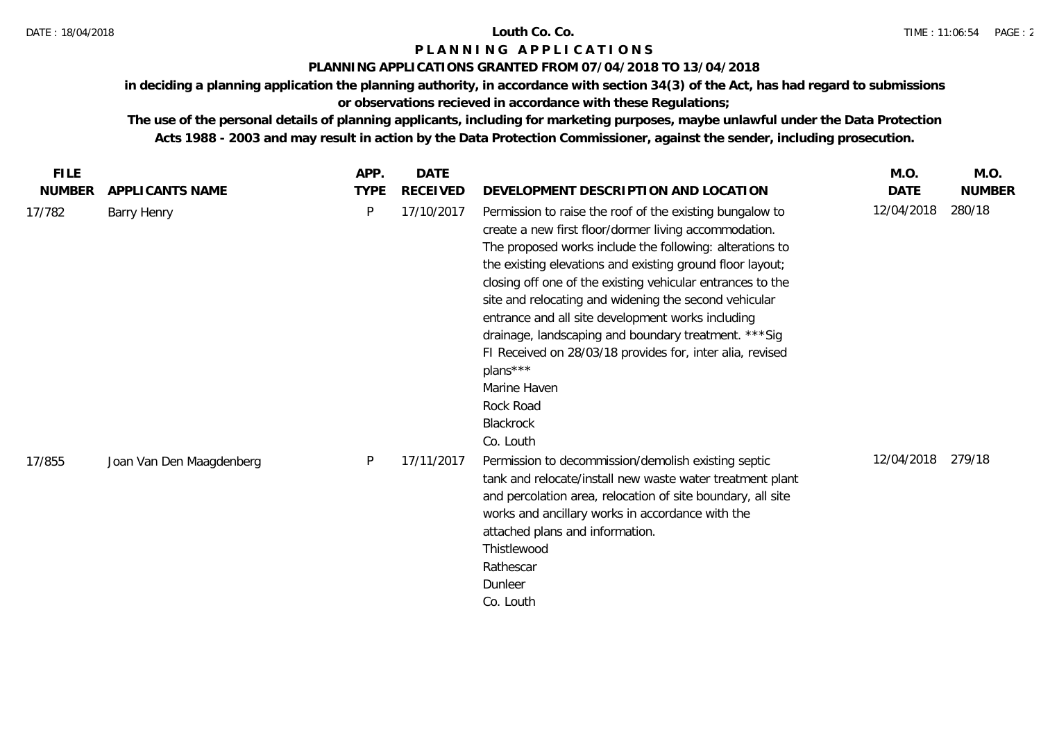# Louth Co. Co.

## P L A N N I N G   A P P L I C A T I O N S

### PLANNING APPLICATIONS GRANTED FROM 07/04/2018 TO 13/04/2018

**in deciding a planning application the planning authority, in accordance with section 34(3) of the Act, has had regard to submissions or observations recieved in accordance with these Regulations;**

**The use of the personal details of planning applicants, including for marketing purposes, maybe unlawful under the Data Protection Acts 1988 - 2003 and may result in action by the Data Protection Commissioner, against the sender, including prosecution.**

| FILE NUMBER | APPLICANTS NAME | APP. TYPE | DATE RECEIVED | DEVELOPMENT DESCRIPTION AND LOCATION | M.O. DATE | M.O. NUMBER |
|---|---|---|---|---|---|---|
| 17/782 | Barry Henry | P | 17/10/2017 | Permission to raise the roof of the existing bungalow to create a new first floor/dormer living accommodation. The proposed works include the following: alterations to the existing elevations and existing ground floor layout; closing off one of the existing vehicular entrances to the site and relocating and widening the second vehicular entrance and all site development works including drainage, landscaping and boundary treatment. ***Sig FI Received on 28/03/18 provides for, inter alia, revised plans*** Marine Haven Rock Road Blackrock Co. Louth | 12/04/2018 | 280/18 |
| 17/855 | Joan Van Den Maagdenberg | P | 17/11/2017 | Permission to decommission/demolish existing septic tank and relocate/install new waste water treatment plant and percolation area, relocation of site boundary, all site works and ancillary works in accordance with the attached plans and information. Thistlewood Rathescar Dunleer Co. Louth | 12/04/2018 | 279/18 |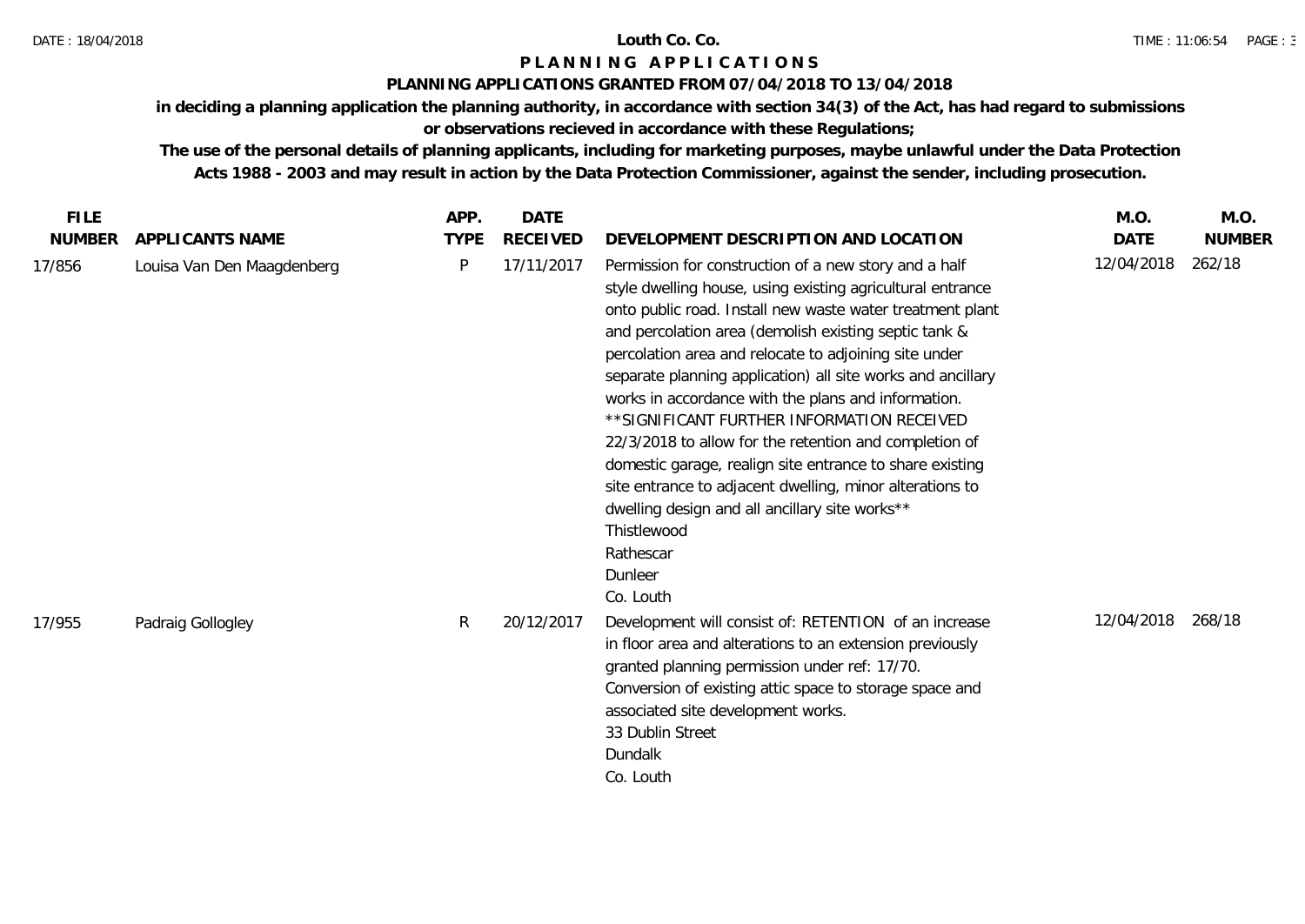# Louth Co. Co.

## P L A N N I N G A P P L I C A T I O N S

### PLANNING APPLICATIONS GRANTED FROM 07/04/2018 TO 13/04/2018

**in deciding a planning application the planning authority, in accordance with section 34(3) of the Act, has had regard to submissions or observations recieved in accordance with these Regulations;**

**The use of the personal details of planning applicants, including for marketing purposes, maybe unlawful under the Data Protection Acts 1988 - 2003 and may result in action by the Data Protection Commissioner, against the sender, including prosecution.**

| FILE NUMBER | APPLICANTS NAME | APP. TYPE | DATE RECEIVED | DEVELOPMENT DESCRIPTION AND LOCATION | M.O. DATE | M.O. NUMBER |
|---|---|---|---|---|---|---|
| 17/856 | Louisa Van Den Maagdenberg | P | 17/11/2017 | Permission for construction of a new story and a half style dwelling house, using existing agricultural entrance onto public road. Install new waste water treatment plant and percolation area (demolish existing septic tank & percolation area and relocate to adjoining site under separate planning application) all site works and ancillary works in accordance with the plans and information. **SIGNIFICANT FURTHER INFORMATION RECEIVED 22/3/2018 to allow for the retention and completion of domestic garage, realign site entrance to share existing site entrance to adjacent dwelling, minor alterations to dwelling design and all ancillary site works** Thistlewood Rathescar Dunleer Co. Louth | 12/04/2018 | 262/18 |
| 17/955 | Padraig Gollogley | R | 20/12/2017 | Development will consist of: RETENTION of an increase in floor area and alterations to an extension previously granted planning permission under ref: 17/70. Conversion of existing attic space to storage space and associated site development works. 33 Dublin Street Dundalk Co. Louth | 12/04/2018 | 268/18 |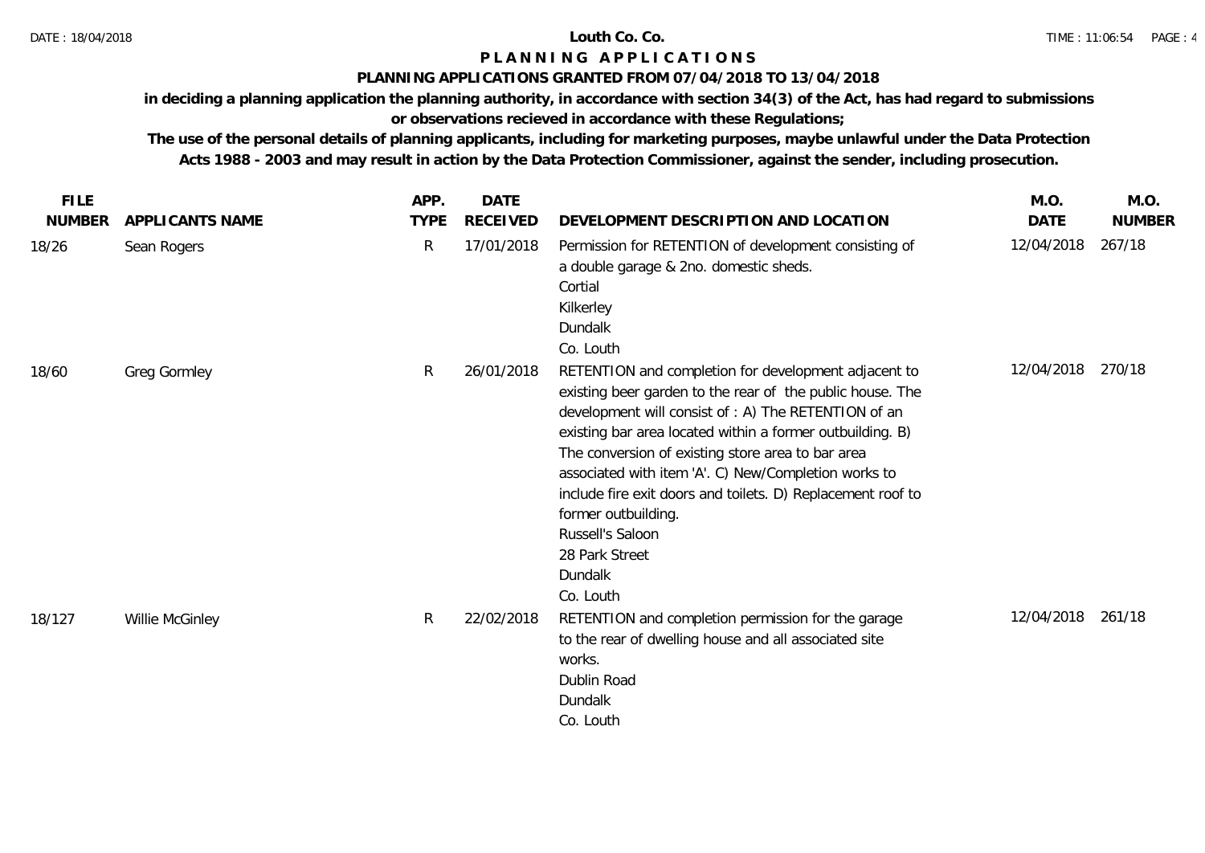**Louth Co. Co.**

# PLANNING APPLICATIONS

**PLANNING APPLICATIONS GRANTED FROM 07/04/2018 TO 13/04/2018**

**in deciding a planning application the planning authority, in accordance with section 34(3) of the Act, has had regard to submissions or observations recieved in accordance with these Regulations;**

**The use of the personal details of planning applicants, including for marketing purposes, maybe unlawful under the Data Protection Acts 1988 - 2003 and may result in action by the Data Protection Commissioner, against the sender, including prosecution.**

| FILE NUMBER | APPLICANTS NAME | APP. TYPE | DATE RECEIVED | DEVELOPMENT DESCRIPTION AND LOCATION | M.O. DATE | M.O. NUMBER |
|---|---|---|---|---|---|---|
| 18/26 | Sean Rogers | R | 17/01/2018 | Permission for RETENTION of development consisting of a double garage & 2no. domestic sheds. Cortial Kilkerley Dundalk Co. Louth | 12/04/2018 | 267/18 |
| 18/60 | Greg Gormley | R | 26/01/2018 | RETENTION and completion for development adjacent to existing beer garden to the rear of the public house. The development will consist of : A) The RETENTION of an existing bar area located within a former outbuilding. B) The conversion of existing store area to bar area associated with item 'A'. C) New/Completion works to include fire exit doors and toilets. D) Replacement roof to former outbuilding. Russell's Saloon 28 Park Street Dundalk Co. Louth | 12/04/2018 | 270/18 |
| 18/127 | Willie McGinley | R | 22/02/2018 | RETENTION and completion permission for the garage to the rear of dwelling house and all associated site works. Dublin Road Dundalk Co. Louth | 12/04/2018 | 261/18 |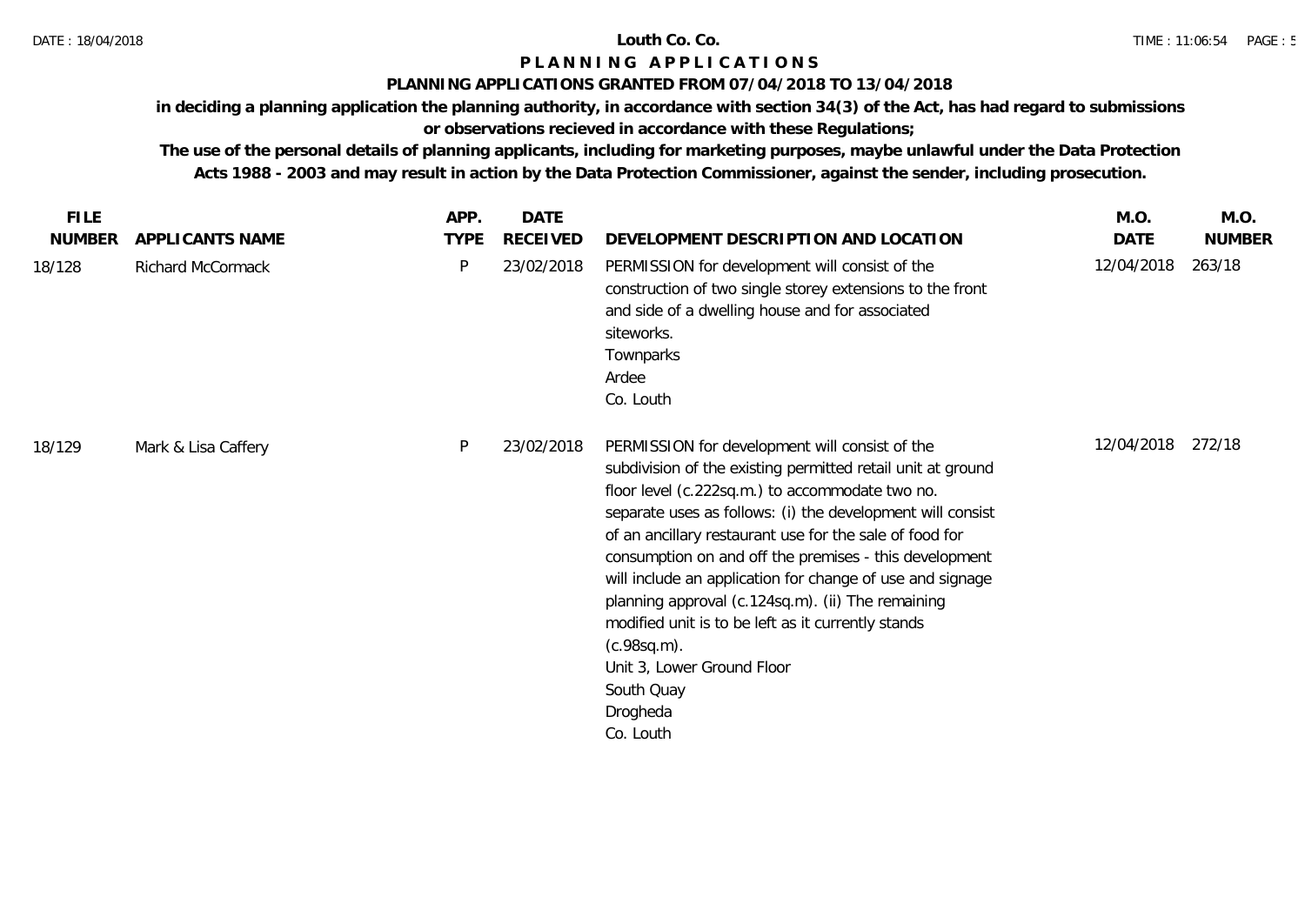**Louth Co. Co.**

# P L A N N I N G   A P P L I C A T I O N S

**PLANNING APPLICATIONS GRANTED FROM 07/04/2018 TO 13/04/2018**

**in deciding a planning application the planning authority, in accordance with section 34(3) of the Act, has had regard to submissions or observations recieved in accordance with these Regulations;**

**The use of the personal details of planning applicants, including for marketing purposes, maybe unlawful under the Data Protection Acts 1988 - 2003 and may result in action by the Data Protection Commissioner, against the sender, including prosecution.**

| FILE NUMBER | APPLICANTS NAME | APP. TYPE | DATE RECEIVED | DEVELOPMENT DESCRIPTION AND LOCATION | M.O. DATE | M.O. NUMBER |
|---|---|---|---|---|---|---|
| 18/128 | Richard McCormack | P | 23/02/2018 | PERMISSION for development will consist of the construction of two single storey extensions to the front and side of a dwelling house and for associated siteworks.<br>Townparks<br>Ardee<br>Co. Louth | 12/04/2018 | 263/18 |
| 18/129 | Mark & Lisa Caffery | P | 23/02/2018 | PERMISSION for development will consist of the subdivision of the existing permitted retail unit at ground floor level (c.222sq.m.) to accommodate two no. separate uses as follows: (i) the development will consist of an ancillary restaurant use for the sale of food for consumption on and off the premises - this development will include an application for change of use and signage planning approval (c.124sq.m). (ii) The remaining modified unit is to be left as it currently stands (c.98sq.m).<br>Unit 3, Lower Ground Floor<br>South Quay<br>Drogheda<br>Co. Louth | 12/04/2018 | 272/18 |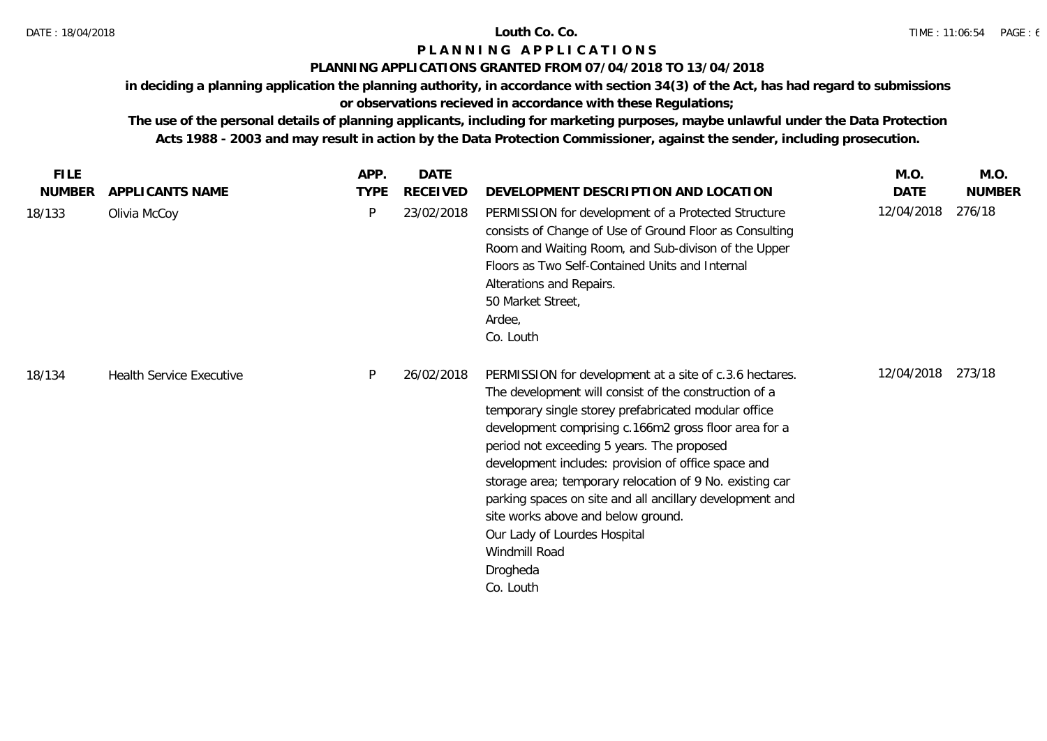**Louth Co. Co.**

# PLANNING APPLICATIONS

## PLANNING APPLICATIONS GRANTED FROM 07/04/2018 TO 13/04/2018

**in deciding a planning application the planning authority, in accordance with section 34(3) of the Act, has had regard to submissions or observations recieved in accordance with these Regulations;**

**The use of the personal details of planning applicants, including for marketing purposes, maybe unlawful under the Data Protection Acts 1988 - 2003 and may result in action by the Data Protection Commissioner, against the sender, including prosecution.**

| FILE NUMBER | APPLICANTS NAME | APP. TYPE | DATE RECEIVED | DEVELOPMENT DESCRIPTION AND LOCATION | M.O. DATE | M.O. NUMBER |
|---|---|---|---|---|---|---|
| 18/133 | Olivia McCoy | P | 23/02/2018 | PERMISSION for development of a Protected Structure consists of Change of Use of Ground Floor as Consulting Room and Waiting Room, and Sub-divison of the Upper Floors as Two Self-Contained Units and Internal Alterations and Repairs.<br>50 Market Street,<br>Ardee,<br>Co. Louth | 12/04/2018 | 276/18 |
| 18/134 | Health Service Executive | P | 26/02/2018 | PERMISSION for development at a site of c.3.6 hectares. The development will consist of the construction of a temporary single storey prefabricated modular office development comprising c.166m2 gross floor area for a period not exceeding 5 years. The proposed development includes: provision of office space and storage area; temporary relocation of 9 No. existing car parking spaces on site and all ancillary development and site works above and below ground.<br>Our Lady of Lourdes Hospital<br>Windmill Road<br>Drogheda<br>Co. Louth | 12/04/2018 | 273/18 |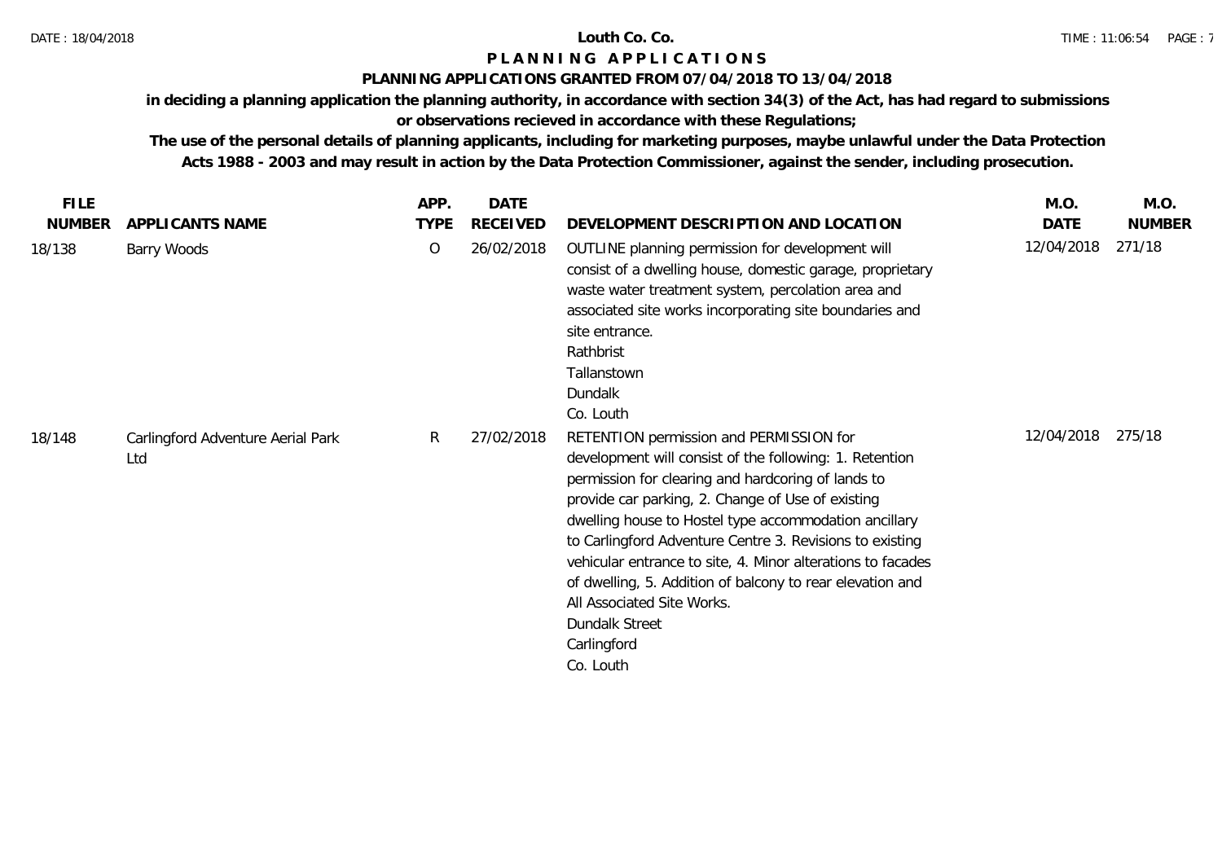# Louth Co. Co.

## PLANNING APPLICATIONS

### PLANNING APPLICATIONS GRANTED FROM 07/04/2018 TO 13/04/2018

**in deciding a planning application the planning authority, in accordance with section 34(3) of the Act, has had regard to submissions or observations recieved in accordance with these Regulations;**

**The use of the personal details of planning applicants, including for marketing purposes, maybe unlawful under the Data Protection Acts 1988 - 2003 and may result in action by the Data Protection Commissioner, against the sender, including prosecution.**

| FILE NUMBER | APPLICANTS NAME | APP. TYPE | DATE RECEIVED | DEVELOPMENT DESCRIPTION AND LOCATION | M.O. DATE | M.O. NUMBER |
|---|---|---|---|---|---|---|
| 18/138 | Barry Woods | O | 26/02/2018 | OUTLINE planning permission for development will consist of a dwelling house, domestic garage, proprietary waste water treatment system, percolation area and associated site works incorporating site boundaries and site entrance.<br>Rathbrist<br>Tallanstown<br>Dundalk<br>Co. Louth | 12/04/2018 | 271/18 |
| 18/148 | Carlingford Adventure Aerial Park Ltd | R | 27/02/2018 | RETENTION permission and PERMISSION for development will consist of the following: 1. Retention permission for clearing and hardcoring of lands to provide car parking, 2. Change of Use of existing dwelling house to Hostel type accommodation ancillary to Carlingford Adventure Centre 3. Revisions to existing vehicular entrance to site, 4. Minor alterations to facades of dwelling, 5. Addition of balcony to rear elevation and All Associated Site Works.<br>Dundalk Street<br>Carlingford<br>Co. Louth | 12/04/2018 | 275/18 |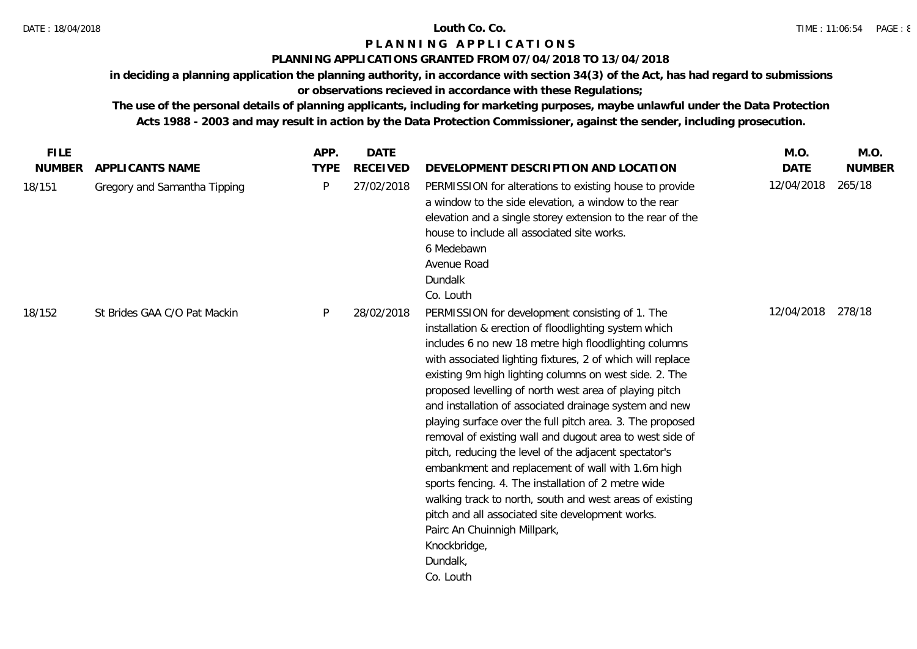# Louth Co. Co.

## P L A N N I N G   A P P L I C A T I O N S

### PLANNING APPLICATIONS GRANTED FROM 07/04/2018 TO 13/04/2018

**in deciding a planning application the planning authority, in accordance with section 34(3) of the Act, has had regard to submissions or observations recieved in accordance with these Regulations;**

**The use of the personal details of planning applicants, including for marketing purposes, maybe unlawful under the Data Protection Acts 1988 - 2003 and may result in action by the Data Protection Commissioner, against the sender, including prosecution.**

| FILE NUMBER | APPLICANTS NAME | APP. TYPE | DATE RECEIVED | DEVELOPMENT DESCRIPTION AND LOCATION | M.O. DATE | M.O. NUMBER |
|---|---|---|---|---|---|---|
| 18/151 | Gregory and Samantha Tipping | P | 27/02/2018 | PERMISSION for alterations to existing house to provide a window to the side elevation, a window to the rear elevation and a single storey extension to the rear of the house to include all associated site works. 6 Medebawn Avenue Road Dundalk Co. Louth | 12/04/2018 | 265/18 |
| 18/152 | St Brides GAA C/O Pat Mackin | P | 28/02/2018 | PERMISSION for development consisting of 1. The installation & erection of floodlighting system which includes 6 no new 18 metre high floodlighting columns with associated lighting fixtures, 2 of which will replace existing 9m high lighting columns on west side. 2. The proposed levelling of north west area of playing pitch and installation of associated drainage system and new playing surface over the full pitch area. 3. The proposed removal of existing wall and dugout area to west side of pitch, reducing the level of the adjacent spectator's embankment and replacement of wall with 1.6m high sports fencing. 4. The installation of 2 metre wide walking track to north, south and west areas of existing pitch and all associated site development works. Pairc An Chuinnigh Millpark, Knockbridge, Dundalk, Co. Louth | 12/04/2018 | 278/18 |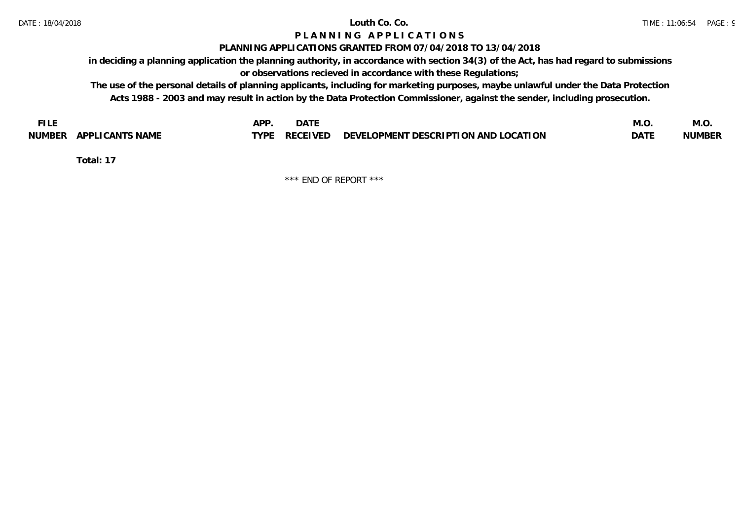# PLANNING APPLICATIONS

## PLANNING APPLICATIONS GRANTED FROM 07/04/2018 TO 13/04/2018

**in deciding a planning application the planning authority, in accordance with section 34(3) of the Act, has had regard to submissions or observations recieved in accordance with these Regulations;**

**The use of the personal details of planning applicants, including for marketing purposes, maybe unlawful under the Data Protection Acts 1988 - 2003 and may result in action by the Data Protection Commissioner, against the sender, including prosecution.**

| FILE NUMBER | APPLICANTS NAME | APP. TYPE | DATE RECEIVED | DEVELOPMENT DESCRIPTION AND LOCATION | M.O. DATE | M.O. NUMBER |
|---|---|---|---|---|---|---|

**Total: 17**

\*\*\* END OF REPORT \*\*\*